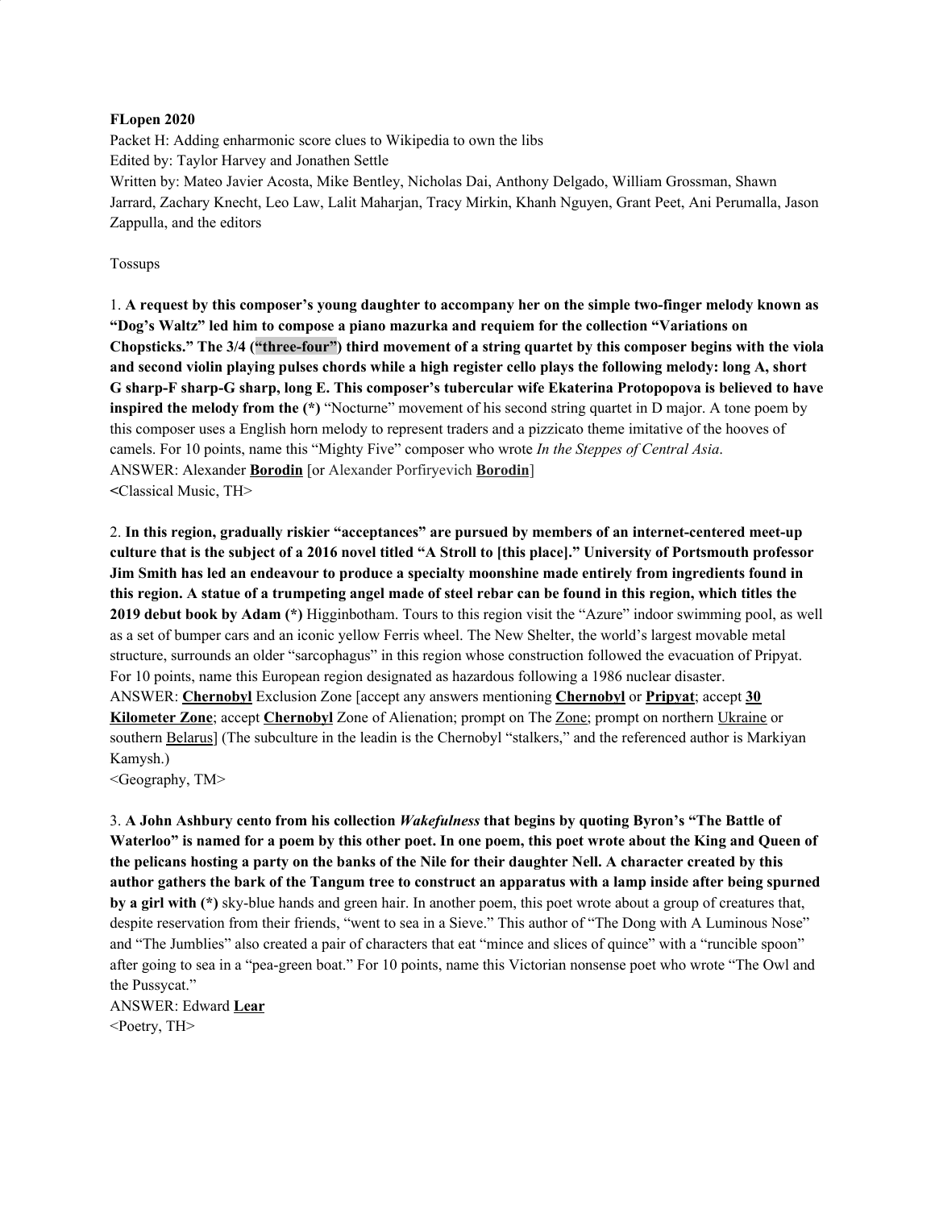**FLopen 2020**

Packet H: Adding enharmonic score clues to Wikipedia to own the libs

Edited by: Taylor Harvey and Jonathen Settle

Written by: Mateo Javier Acosta, Mike Bentley, Nicholas Dai, Anthony Delgado, William Grossman, Shawn Jarrard, Zachary Knecht, Leo Law, Lalit Maharjan, Tracy Mirkin, Khanh Nguyen, Grant Peet, Ani Perumalla, Jason Zappulla, and the editors

Tossups

1. **A request by this composer's young daughter to accompany her on the simple two-finger melody known as "Dog's Waltz" led him to compose a piano mazurka and requiem for the collection "Variations on Chopsticks." The 3/4 ("three-four") third movement of a string quartet by this composer begins with the viola and second violin playing pulses chords while a high register cello plays the following melody: long A, short G sharp-F sharp-G sharp, long E. This composer's tubercular wife Ekaterina Protopopova is believed to have inspired the melody from the (\*)** "Nocturne" movement of his second string quartet in D major. A tone poem by this composer uses a English horn melody to represent traders and a pizzicato theme imitative of the hooves of camels. For 10 points, name this "Mighty Five" composer who wrote *In the Steppes of Central Asia*.

ANSWER: Alexander **Borodin** [or Alexander Porfiryevich **Borodin**]

<Classical Music, TH>

2. **In this region, gradually riskier "acceptances" are pursued by members of an internet-centered meet-up culture that is the subject of a 2016 novel titled "A Stroll to [this place]." University of Portsmouth professor Jim Smith has led an endeavour to produce a specialty moonshine made entirely from ingredients found in this region. A statue of a trumpeting angel made of steel rebar can be found in this region, which titles the 2019 debut book by Adam (\*)** Higginbotham. Tours to this region visit the "Azure" indoor swimming pool, as well as a set of bumper cars and an iconic yellow Ferris wheel. The New Shelter, the world's largest movable metal structure, surrounds an older "sarcophagus" in this region whose construction followed the evacuation of Pripyat. For 10 points, name this European region designated as hazardous following a 1986 nuclear disaster.

ANSWER: **Chernobyl** Exclusion Zone [accept any answers mentioning **Chernobyl** or **Pripyat**; accept **30 Kilometer Zone**; accept **Chernobyl** Zone of Alienation; prompt on The Zone; prompt on northern Ukraine or southern Belarus] (The subculture in the leadin is the Chernobyl "stalkers," and the referenced author is Markiyan Kamysh.)

<Geography, TM>

3. **A John Ashbury cento from his collection *Wakefulness* that begins by quoting Byron's "The Battle of Waterloo" is named for a poem by this other poet. In one poem, this poet wrote about the King and Queen of the pelicans hosting a party on the banks of the Nile for their daughter Nell. A character created by this author gathers the bark of the Tangum tree to construct an apparatus with a lamp inside after being spurned by a girl with (\*)** sky-blue hands and green hair. In another poem, this poet wrote about a group of creatures that, despite reservation from their friends, "went to sea in a Sieve." This author of "The Dong with A Luminous Nose" and "The Jumblies" also created a pair of characters that eat "mince and slices of quince" with a "runcible spoon" after going to sea in a "pea-green boat." For 10 points, name this Victorian nonsense poet who wrote "The Owl and the Pussycat."

ANSWER: Edward **Lear**

<Poetry, TH>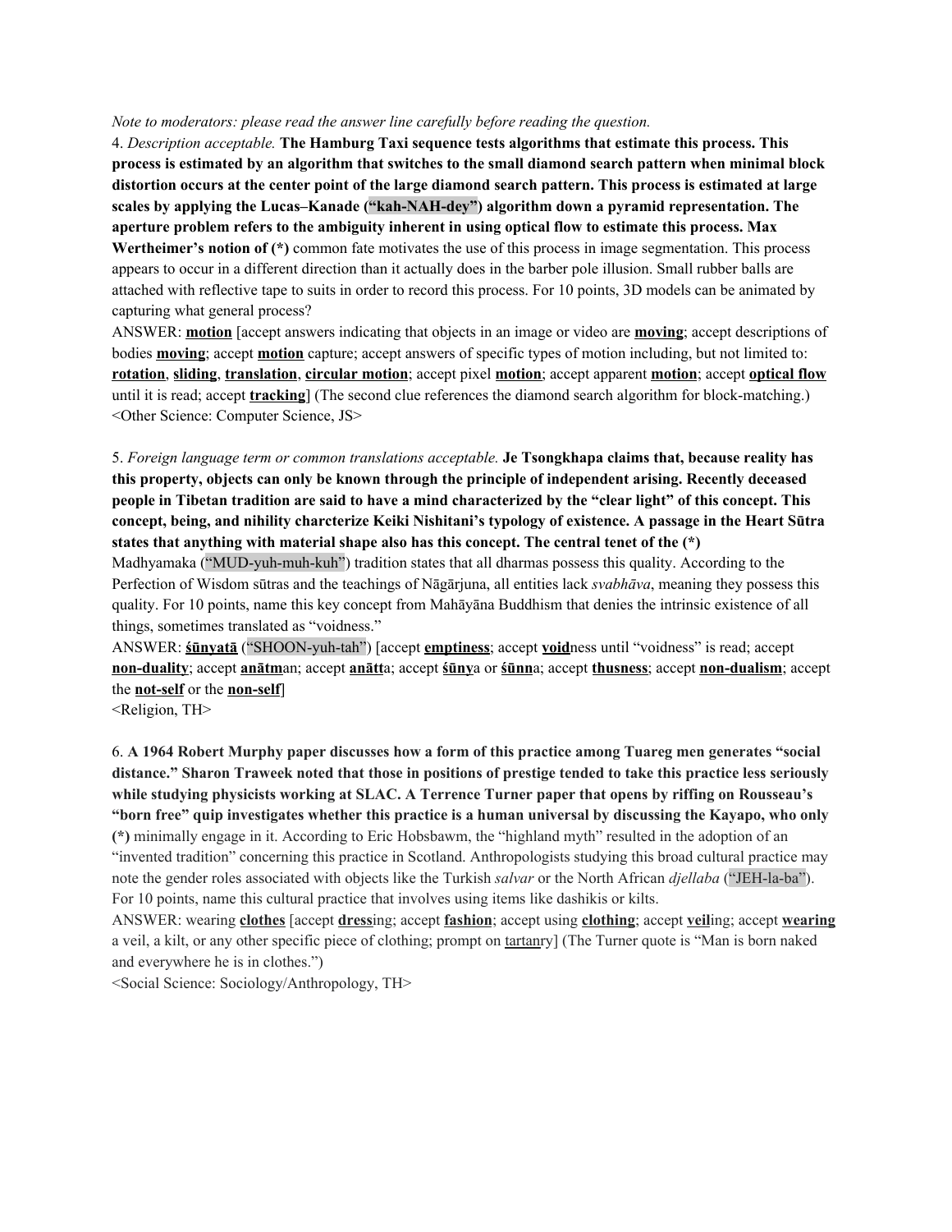*Note to moderators: please read the answer line carefully before reading the question.*

4. *Description acceptable.* **The Hamburg Taxi sequence tests algorithms that estimate this process. This process is estimated by an algorithm that switches to the small diamond search pattern when minimal block distortion occurs at the center point of the large diamond search pattern. This process is estimated at large scales by applying the Lucas–Kanade ("kah-NAH-dey") algorithm down a pyramid representation. The aperture problem refers to the ambiguity inherent in using optical flow to estimate this process. Max Wertheimer's notion of (*)** common fate motivates the use of this process in image segmentation. This process appears to occur in a different direction than it actually does in the barber pole illusion. Small rubber balls are attached with reflective tape to suits in order to record this process. For 10 points, 3D models can be animated by capturing what general process?

ANSWER: **motion** [accept answers indicating that objects in an image or video are **moving**; accept descriptions of bodies **moving**; accept **motion** capture; accept answers of specific types of motion including, but not limited to: **rotation**, **sliding**, **translation**, **circular motion**; accept pixel **motion**; accept apparent **motion**; accept **optical flow** until it is read; accept **tracking**] (The second clue references the diamond search algorithm for block-matching.)

<Other Science: Computer Science, JS>

5. *Foreign language term or common translations acceptable.* **Je Tsongkhapa claims that, because reality has this property, objects can only be known through the principle of independent arising. Recently deceased people in Tibetan tradition are said to have a mind characterized by the "clear light" of this concept. This concept, being, and nihility charcterize Keiki Nishitani's typology of existence. A passage in the Heart Sūtra states that anything with material shape also has this concept. The central tenet of the (*)** Madhyamaka ("MUD-yuh-muh-kuh") tradition states that all dharmas possess this quality. According to the Perfection of Wisdom sūtras and the teachings of Nāgārjuna, all entities lack *svabhāva*, meaning they possess this quality. For 10 points, name this key concept from Mahāyāna Buddhism that denies the intrinsic existence of all things, sometimes translated as "voidness."

ANSWER: **śūnyatā** ("SHOON-yuh-tah") [accept **emptiness**; accept **void**ness until "voidness" is read; accept **non-duality**; accept **anātm**an; accept **anātt**a; accept **śūny**a or **śūnn**a; accept **thusness**; accept **non-dualism**; accept the **not-self** or the **non-self**]

<Religion, TH>

6. **A 1964 Robert Murphy paper discusses how a form of this practice among Tuareg men generates "social distance." Sharon Traweek noted that those in positions of prestige tended to take this practice less seriously while studying physicists working at SLAC. A Terrence Turner paper that opens by riffing on Rousseau's "born free" quip investigates whether this practice is a human universal by discussing the Kayapo, who only (*)** minimally engage in it. According to Eric Hobsbawm, the "highland myth" resulted in the adoption of an "invented tradition" concerning this practice in Scotland. Anthropologists studying this broad cultural practice may note the gender roles associated with objects like the Turkish *salvar* or the North African *djellaba* ("JEH-la-ba"). For 10 points, name this cultural practice that involves using items like dashikis or kilts.

ANSWER: wearing **clothes** [accept **dress**ing; accept **fashion**; accept using **clothing**; accept **veil**ing; accept **wearing** a veil, a kilt, or any other specific piece of clothing; prompt on tartanry] (The Turner quote is "Man is born naked and everywhere he is in clothes.")

<Social Science: Sociology/Anthropology, TH>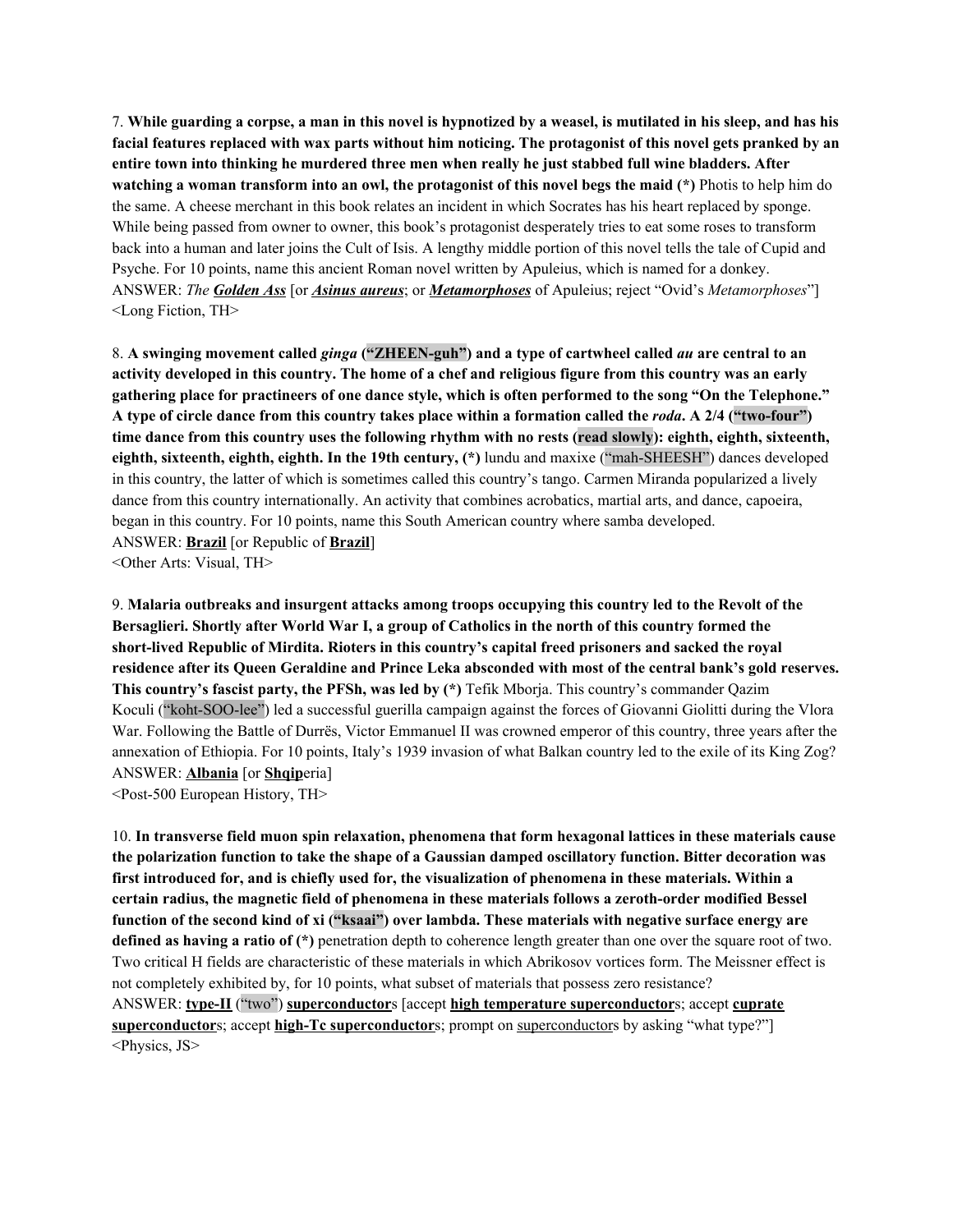7. **While guarding a corpse, a man in this novel is hypnotized by a weasel, is mutilated in his sleep, and has his facial features replaced with wax parts without him noticing. The protagonist of this novel gets pranked by an entire town into thinking he murdered three men when really he just stabbed full wine bladders. After watching a woman transform into an owl, the protagonist of this novel begs the maid (*)** Photis to help him do the same. A cheese merchant in this book relates an incident in which Socrates has his heart replaced by sponge. While being passed from owner to owner, this book's protagonist desperately tries to eat some roses to transform back into a human and later joins the Cult of Isis. A lengthy middle portion of this novel tells the tale of Cupid and Psyche. For 10 points, name this ancient Roman novel written by Apuleius, which is named for a donkey.
ANSWER: *The* ***Golden Ass*** [or ***Asinus aureus***; or ***Metamorphoses*** of Apuleius; reject "Ovid's *Metamorphoses*"]
<Long Fiction, TH>

8. **A swinging movement called *ginga* ("ZHEEN-guh") and a type of cartwheel called *au* are central to an activity developed in this country. The home of a chef and religious figure from this country was an early gathering place for practineers of one dance style, which is often performed to the song "On the Telephone." A type of circle dance from this country takes place within a formation called the *roda*. A 2/4 ("two-four") time dance from this country uses the following rhythm with no rests (read slowly): eighth, eighth, sixteenth, eighth, sixteenth, eighth, eighth. In the 19th century, (*)** lundu and maxixe ("mah-SHEESH") dances developed in this country, the latter of which is sometimes called this country's tango. Carmen Miranda popularized a lively dance from this country internationally. An activity that combines acrobatics, martial arts, and dance, capoeira, began in this country. For 10 points, name this South American country where samba developed.
ANSWER: **Brazil** [or Republic of **Brazil**]
<Other Arts: Visual, TH>

9. **Malaria outbreaks and insurgent attacks among troops occupying this country led to the Revolt of the Bersaglieri. Shortly after World War I, a group of Catholics in the north of this country formed the short-lived Republic of Mirdita. Rioters in this country's capital freed prisoners and sacked the royal residence after its Queen Geraldine and Prince Leka absconded with most of the central bank's gold reserves. This country's fascist party, the PFSh, was led by (*)** Tefik Mborja. This country's commander Qazim Koculi ("koht-SOO-lee") led a successful guerilla campaign against the forces of Giovanni Giolitti during the Vlora War. Following the Battle of Durrës, Victor Emmanuel II was crowned emperor of this country, three years after the annexation of Ethiopia. For 10 points, Italy's 1939 invasion of what Balkan country led to the exile of its King Zog?
ANSWER: **Albania** [or **Shqip**eria]
<Post-500 European History, TH>

10. **In transverse field muon spin relaxation, phenomena that form hexagonal lattices in these materials cause the polarization function to take the shape of a Gaussian damped oscillatory function. Bitter decoration was first introduced for, and is chiefly used for, the visualization of phenomena in these materials. Within a certain radius, the magnetic field of phenomena in these materials follows a zeroth-order modified Bessel function of the second kind of xi ("ksaai") over lambda. These materials with negative surface energy are defined as having a ratio of (*)** penetration depth to coherence length greater than one over the square root of two. Two critical H fields are characteristic of these materials in which Abrikosov vortices form. The Meissner effect is not completely exhibited by, for 10 points, what subset of materials that possess zero resistance?
ANSWER: **type-II** ("two") **superconductor**s [accept **high temperature superconductor**s; accept **cuprate superconductor**s; accept **high-Tc superconductor**s; prompt on superconductors by asking "what type?"]
<Physics, JS>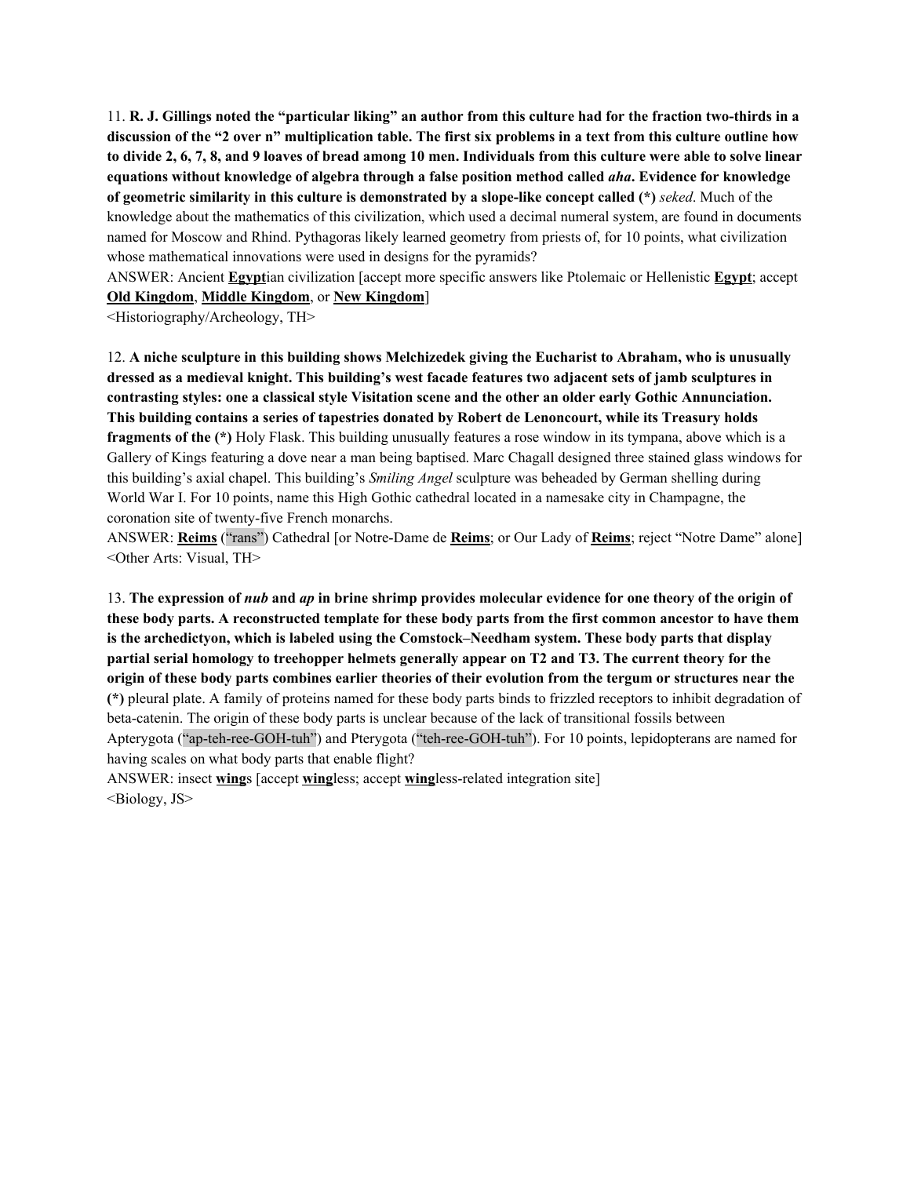11. **R. J. Gillings noted the "particular liking" an author from this culture had for the fraction two-thirds in a discussion of the "2 over n" multiplication table. The first six problems in a text from this culture outline how to divide 2, 6, 7, 8, and 9 loaves of bread among 10 men. Individuals from this culture were able to solve linear equations without knowledge of algebra through a false position method called *aha*. Evidence for knowledge of geometric similarity in this culture is demonstrated by a slope-like concept called (*)** *seked*. Much of the knowledge about the mathematics of this civilization, which used a decimal numeral system, are found in documents named for Moscow and Rhind. Pythagoras likely learned geometry from priests of, for 10 points, what civilization whose mathematical innovations were used in designs for the pyramids?

ANSWER: Ancient **Egypt**ian civilization [accept more specific answers like Ptolemaic or Hellenistic **Egypt**; accept **Old Kingdom**, **Middle Kingdom**, or **New Kingdom**]

<Historiography/Archeology, TH>

12. **A niche sculpture in this building shows Melchizedek giving the Eucharist to Abraham, who is unusually dressed as a medieval knight. This building's west facade features two adjacent sets of jamb sculptures in contrasting styles: one a classical style Visitation scene and the other an older early Gothic Annunciation. This building contains a series of tapestries donated by Robert de Lenoncourt, while its Treasury holds fragments of the (*)** Holy Flask. This building unusually features a rose window in its tympana, above which is a Gallery of Kings featuring a dove near a man being baptised. Marc Chagall designed three stained glass windows for this building's axial chapel. This building's *Smiling Angel* sculpture was beheaded by German shelling during World War I. For 10 points, name this High Gothic cathedral located in a namesake city in Champagne, the coronation site of twenty-five French monarchs.

ANSWER: **Reims** ("rans") Cathedral [or Notre-Dame de **Reims**; or Our Lady of **Reims**; reject "Notre Dame" alone]

<Other Arts: Visual, TH>

13. **The expression of *nub* and *ap* in brine shrimp provides molecular evidence for one theory of the origin of these body parts. A reconstructed template for these body parts from the first common ancestor to have them is the archedictyon, which is labeled using the Comstock–Needham system. These body parts that display partial serial homology to treehopper helmets generally appear on T2 and T3. The current theory for the origin of these body parts combines earlier theories of their evolution from the tergum or structures near the (*)** pleural plate. A family of proteins named for these body parts binds to frizzled receptors to inhibit degradation of beta-catenin. The origin of these body parts is unclear because of the lack of transitional fossils between Apterygota ("ap-teh-ree-GOH-tuh") and Pterygota ("teh-ree-GOH-tuh"). For 10 points, lepidopterans are named for having scales on what body parts that enable flight?

ANSWER: insect **wing**s [accept **wing**less; accept **wing**less-related integration site]

<Biology, JS>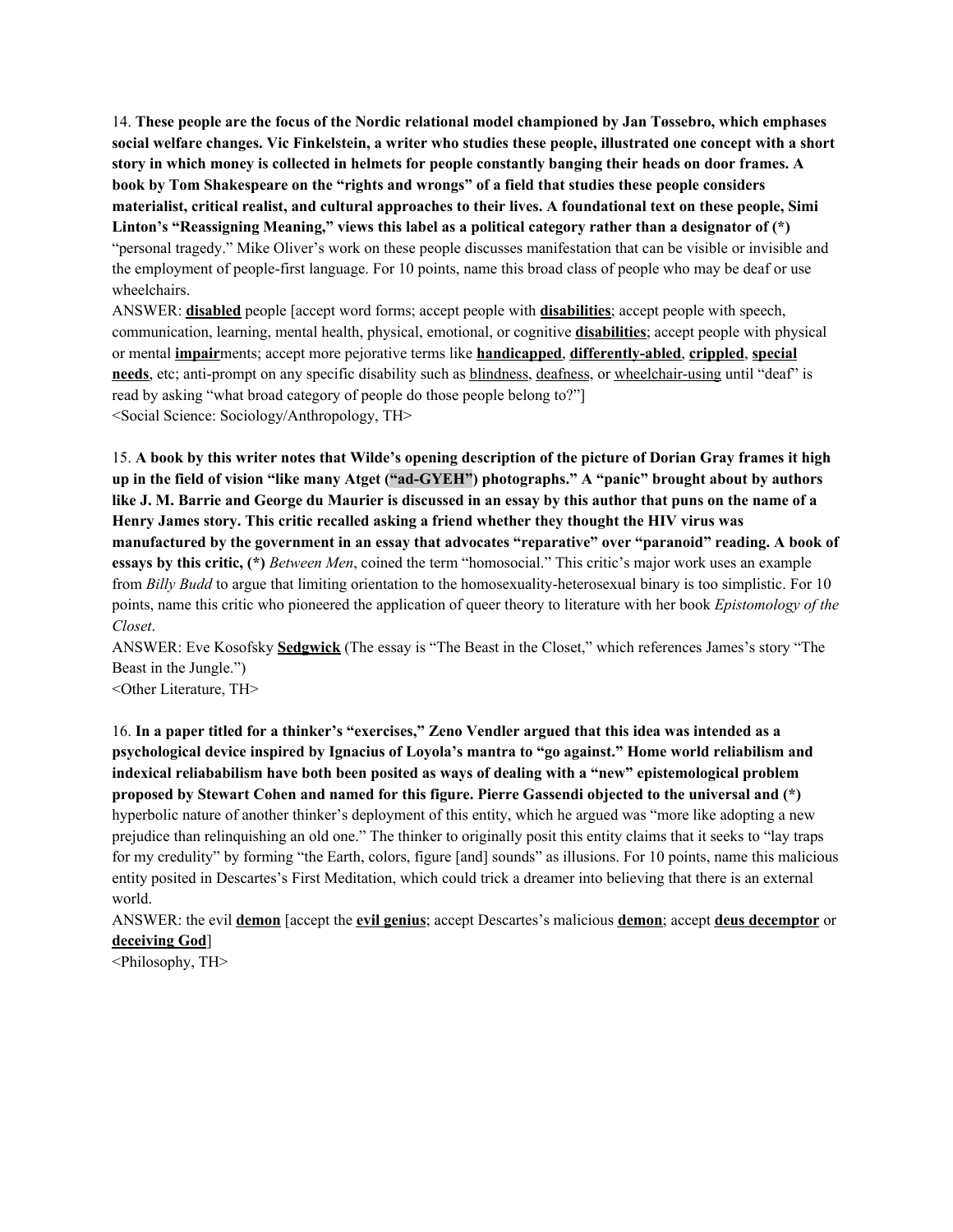14. **These people are the focus of the Nordic relational model championed by Jan Tøssebro, which emphases social welfare changes. Vic Finkelstein, a writer who studies these people, illustrated one concept with a short story in which money is collected in helmets for people constantly banging their heads on door frames. A book by Tom Shakespeare on the "rights and wrongs" of a field that studies these people considers materialist, critical realist, and cultural approaches to their lives. A foundational text on these people, Simi Linton's "Reassigning Meaning," views this label as a political category rather than a designator of (*)** "personal tragedy." Mike Oliver's work on these people discusses manifestation that can be visible or invisible and the employment of people-first language. For 10 points, name this broad class of people who may be deaf or use wheelchairs.

ANSWER: **disabled** people [accept word forms; accept people with **disabilities**; accept people with speech, communication, learning, mental health, physical, emotional, or cognitive **disabilities**; accept people with physical or mental **impair**ments; accept more pejorative terms like **handicapped**, **differently-abled**, **crippled**, **special needs**, etc; anti-prompt on any specific disability such as blindness, deafness, or wheelchair-using until "deaf" is read by asking "what broad category of people do those people belong to?"]

<Social Science: Sociology/Anthropology, TH>

15. **A book by this writer notes that Wilde's opening description of the picture of Dorian Gray frames it high up in the field of vision "like many Atget ("ad-GYEH") photographs." A "panic" brought about by authors like J. M. Barrie and George du Maurier is discussed in an essay by this author that puns on the name of a Henry James story. This critic recalled asking a friend whether they thought the HIV virus was manufactured by the government in an essay that advocates "reparative" over "paranoid" reading. A book of essays by this critic, (*)** *Between Men*, coined the term "homosocial." This critic's major work uses an example from *Billy Budd* to argue that limiting orientation to the homosexuality-heterosexual binary is too simplistic. For 10 points, name this critic who pioneered the application of queer theory to literature with her book *Epistomology of the Closet*.

ANSWER: Eve Kosofsky **Sedgwick** (The essay is "The Beast in the Closet," which references James's story "The Beast in the Jungle.")

<Other Literature, TH>

16. **In a paper titled for a thinker's "exercises," Zeno Vendler argued that this idea was intended as a psychological device inspired by Ignacius of Loyola's mantra to "go against." Home world reliabilism and indexical reliababilism have both been posited as ways of dealing with a "new" epistemological problem proposed by Stewart Cohen and named for this figure. Pierre Gassendi objected to the universal and (*)** hyperbolic nature of another thinker's deployment of this entity, which he argued was "more like adopting a new prejudice than relinquishing an old one." The thinker to originally posit this entity claims that it seeks to "lay traps for my credulity" by forming "the Earth, colors, figure [and] sounds" as illusions. For 10 points, name this malicious entity posited in Descartes's First Meditation, which could trick a dreamer into believing that there is an external world.

ANSWER: the evil **demon** [accept the **evil genius**; accept Descartes's malicious **demon**; accept **deus decemptor** or **deceiving God**]

<Philosophy, TH>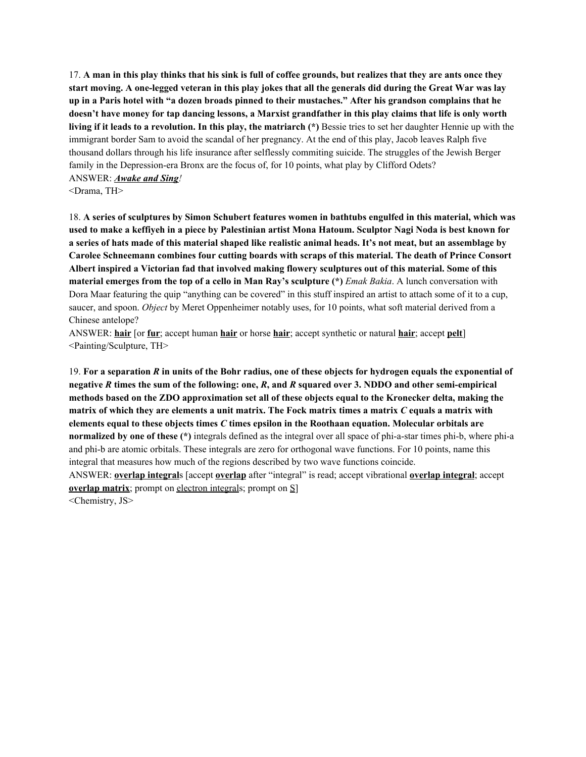17. **A man in this play thinks that his sink is full of coffee grounds, but realizes that they are ants once they start moving. A one-legged veteran in this play jokes that all the generals did during the Great War was lay up in a Paris hotel with "a dozen broads pinned to their mustaches." After his grandson complains that he doesn't have money for tap dancing lessons, a Marxist grandfather in this play claims that life is only worth living if it leads to a revolution. In this play, the matriarch (*)** Bessie tries to set her daughter Hennie up with the immigrant border Sam to avoid the scandal of her pregnancy. At the end of this play, Jacob leaves Ralph five thousand dollars through his life insurance after selflessly commiting suicide. The struggles of the Jewish Berger family in the Depression-era Bronx are the focus of, for 10 points, what play by Clifford Odets?

ANSWER: ***Awake and Sing****!*

<Drama, TH>

18. **A series of sculptures by Simon Schubert features women in bathtubs engulfed in this material, which was used to make a keffiyeh in a piece by Palestinian artist Mona Hatoum. Sculptor Nagi Noda is best known for a series of hats made of this material shaped like realistic animal heads. It's not meat, but an assemblage by Carolee Schneemann combines four cutting boards with scraps of this material. The death of Prince Consort Albert inspired a Victorian fad that involved making flowery sculptures out of this material. Some of this material emerges from the top of a cello in Man Ray's sculpture (*)** *Emak Bakia*. A lunch conversation with Dora Maar featuring the quip "anything can be covered" in this stuff inspired an artist to attach some of it to a cup, saucer, and spoon. *Object* by Meret Oppenheimer notably uses, for 10 points, what soft material derived from a Chinese antelope?

ANSWER: **hair** [or **fur**; accept human **hair** or horse **hair**; accept synthetic or natural **hair**; accept **pelt**]

<Painting/Sculpture, TH>

19. **For a separation *R* in units of the Bohr radius, one of these objects for hydrogen equals the exponential of negative *R* times the sum of the following: one, *R*, and *R* squared over 3. NDDO and other semi-empirical methods based on the ZDO approximation set all of these objects equal to the Kronecker delta, making the matrix of which they are elements a unit matrix. The Fock matrix times a matrix *C* equals a matrix with elements equal to these objects times *C* times epsilon in the Roothaan equation. Molecular orbitals are normalized by one of these (*)** integrals defined as the integral over all space of phi-a-star times phi-b, where phi-a and phi-b are atomic orbitals. These integrals are zero for orthogonal wave functions. For 10 points, name this integral that measures how much of the regions described by two wave functions coincide.

ANSWER: **overlap integral**s [accept **overlap** after "integral" is read; accept vibrational **overlap integral**; accept **overlap matrix**; prompt on electron integrals; prompt on S]

<Chemistry, JS>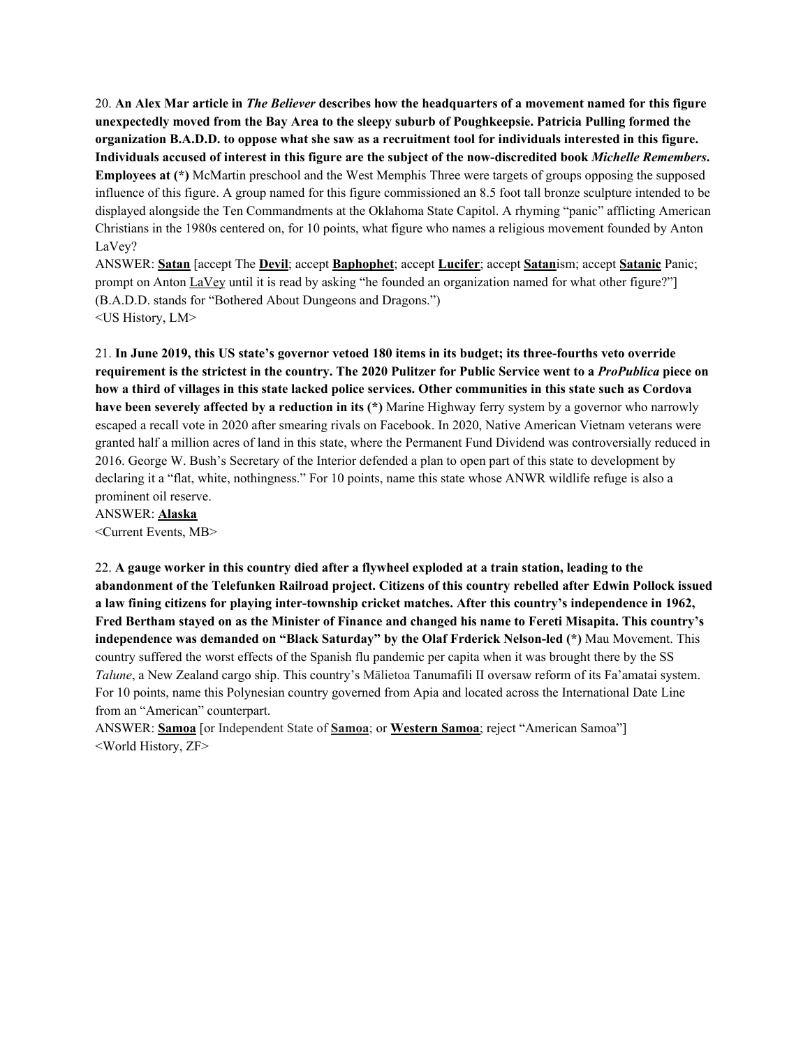20. **An Alex Mar article in *The Believer* describes how the headquarters of a movement named for this figure unexpectedly moved from the Bay Area to the sleepy suburb of Poughkeepsie. Patricia Pulling formed the organization B.A.D.D. to oppose what she saw as a recruitment tool for individuals interested in this figure. Individuals accused of interest in this figure are the subject of the now-discredited book *Michelle Remembers*. Employees at (*)** McMartin preschool and the West Memphis Three were targets of groups opposing the supposed influence of this figure. A group named for this figure commissioned an 8.5 foot tall bronze sculpture intended to be displayed alongside the Ten Commandments at the Oklahoma State Capitol. A rhyming "panic" afflicting American Christians in the 1980s centered on, for 10 points, what figure who names a religious movement founded by Anton LaVey?

ANSWER: **Satan** [accept The **Devil**; accept **Baphophet**; accept **Lucifer**; accept **Satan**ism; accept **Satanic** Panic; prompt on Anton LaVey until it is read by asking "he founded an organization named for what other figure?"]
(B.A.D.D. stands for "Bothered About Dungeons and Dragons.")
<US History, LM>

21. **In June 2019, this US state's governor vetoed 180 items in its budget; its three-fourths veto override requirement is the strictest in the country. The 2020 Pulitzer for Public Service went to a *ProPublica* piece on how a third of villages in this state lacked police services. Other communities in this state such as Cordova have been severely affected by a reduction in its (*)** Marine Highway ferry system by a governor who narrowly escaped a recall vote in 2020 after smearing rivals on Facebook. In 2020, Native American Vietnam veterans were granted half a million acres of land in this state, where the Permanent Fund Dividend was controversially reduced in 2016. George W. Bush's Secretary of the Interior defended a plan to open part of this state to development by declaring it a "flat, white, nothingness." For 10 points, name this state whose ANWR wildlife refuge is also a prominent oil reserve.

ANSWER: **Alaska**
<Current Events, MB>

22. **A gauge worker in this country died after a flywheel exploded at a train station, leading to the abandonment of the Telefunken Railroad project. Citizens of this country rebelled after Edwin Pollock issued a law fining citizens for playing inter-township cricket matches. After this country's independence in 1962, Fred Bertham stayed on as the Minister of Finance and changed his name to Fereti Misapita. This country's independence was demanded on "Black Saturday" by the Olaf Frderick Nelson-led (*)** Mau Movement. This country suffered the worst effects of the Spanish flu pandemic per capita when it was brought there by the SS *Talune*, a New Zealand cargo ship. This country's Mālietoa Tanumafili II oversaw reform of its Fa'amatai system. For 10 points, name this Polynesian country governed from Apia and located across the International Date Line from an "American" counterpart.

ANSWER: **Samoa** [or Independent State of **Samoa**; or **Western Samoa**; reject "American Samoa"]
<World History, ZF>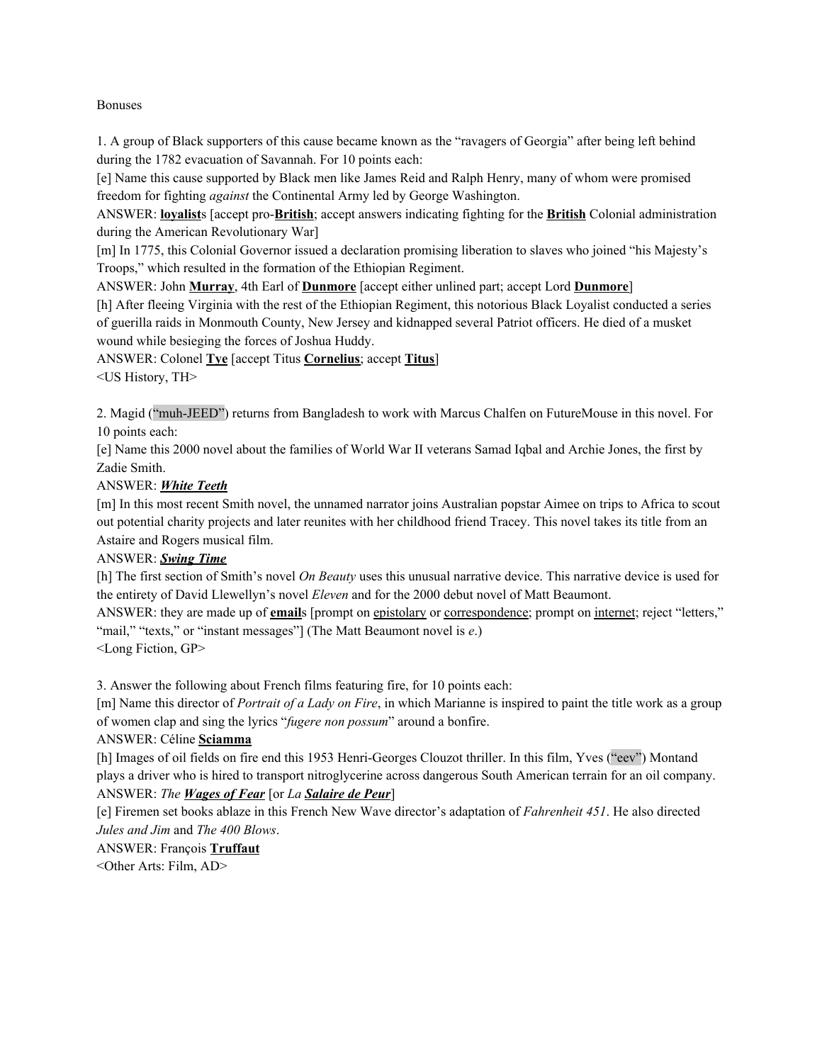Bonuses

1. A group of Black supporters of this cause became known as the "ravagers of Georgia" after being left behind during the 1782 evacuation of Savannah. For 10 points each:

[e] Name this cause supported by Black men like James Reid and Ralph Henry, many of whom were promised freedom for fighting *against* the Continental Army led by George Washington.

ANSWER: **loyalist**s [accept pro-**British**; accept answers indicating fighting for the **British** Colonial administration during the American Revolutionary War]

[m] In 1775, this Colonial Governor issued a declaration promising liberation to slaves who joined "his Majesty's Troops," which resulted in the formation of the Ethiopian Regiment.

ANSWER: John **Murray**, 4th Earl of **Dunmore** [accept either unlined part; accept Lord **Dunmore**]

[h] After fleeing Virginia with the rest of the Ethiopian Regiment, this notorious Black Loyalist conducted a series of guerilla raids in Monmouth County, New Jersey and kidnapped several Patriot officers. He died of a musket wound while besieging the forces of Joshua Huddy.

ANSWER: Colonel **Tye** [accept Titus **Cornelius**; accept **Titus**]

<US History, TH>

2. Magid ("muh-JEED") returns from Bangladesh to work with Marcus Chalfen on FutureMouse in this novel. For 10 points each:

[e] Name this 2000 novel about the families of World War II veterans Samad Iqbal and Archie Jones, the first by Zadie Smith.

ANSWER: ***White Teeth***

[m] In this most recent Smith novel, the unnamed narrator joins Australian popstar Aimee on trips to Africa to scout out potential charity projects and later reunites with her childhood friend Tracey. This novel takes its title from an Astaire and Rogers musical film.

ANSWER: ***Swing Time***

[h] The first section of Smith's novel *On Beauty* uses this unusual narrative device. This narrative device is used for the entirety of David Llewellyn's novel *Eleven* and for the 2000 debut novel of Matt Beaumont.

ANSWER: they are made up of **email**s [prompt on epistolary or correspondence; prompt on internet; reject "letters," "mail," "texts," or "instant messages"] (The Matt Beaumont novel is *e*.)

<Long Fiction, GP>

3. Answer the following about French films featuring fire, for 10 points each:

[m] Name this director of *Portrait of a Lady on Fire*, in which Marianne is inspired to paint the title work as a group of women clap and sing the lyrics "*fugere non possum*" around a bonfire.

ANSWER: Céline **Sciamma**

[h] Images of oil fields on fire end this 1953 Henri-Georges Clouzot thriller. In this film, Yves ("eev") Montand plays a driver who is hired to transport nitroglycerine across dangerous South American terrain for an oil company.

ANSWER: *The **Wages of Fear*** [or *La **Salaire de Peur***]

[e] Firemen set books ablaze in this French New Wave director's adaptation of *Fahrenheit 451*. He also directed *Jules and Jim* and *The 400 Blows*.

ANSWER: François **Truffaut**

<Other Arts: Film, AD>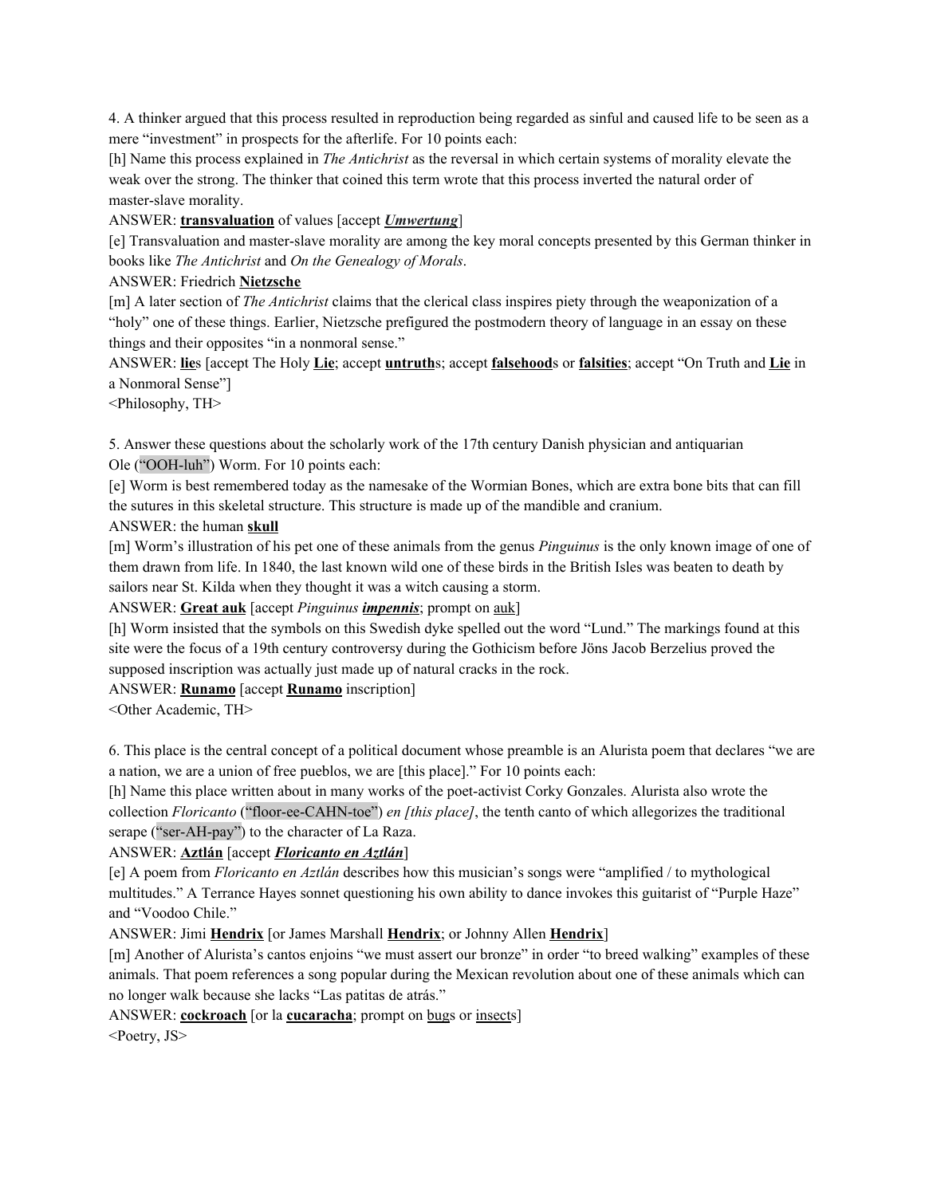4. A thinker argued that this process resulted in reproduction being regarded as sinful and caused life to be seen as a mere "investment" in prospects for the afterlife. For 10 points each:

[h] Name this process explained in *The Antichrist* as the reversal in which certain systems of morality elevate the weak over the strong. The thinker that coined this term wrote that this process inverted the natural order of master-slave morality.

ANSWER: **transvaluation** of values [accept ***Umwertung***]

[e] Transvaluation and master-slave morality are among the key moral concepts presented by this German thinker in books like *The Antichrist* and *On the Genealogy of Morals*.

ANSWER: Friedrich **Nietzsche**

[m] A later section of *The Antichrist* claims that the clerical class inspires piety through the weaponization of a "holy" one of these things. Earlier, Nietzsche prefigured the postmodern theory of language in an essay on these things and their opposites "in a nonmoral sense."

ANSWER: **lie**s [accept The Holy **Lie**; accept **untruth**s; accept **falsehood**s or **falsities**; accept "On Truth and **Lie** in a Nonmoral Sense"]

<Philosophy, TH>

5. Answer these questions about the scholarly work of the 17th century Danish physician and antiquarian Ole ("OOH-luh") Worm. For 10 points each:

[e] Worm is best remembered today as the namesake of the Wormian Bones, which are extra bone bits that can fill the sutures in this skeletal structure. This structure is made up of the mandible and cranium.

ANSWER: the human **skull**

[m] Worm's illustration of his pet one of these animals from the genus *Pinguinus* is the only known image of one of them drawn from life. In 1840, the last known wild one of these birds in the British Isles was beaten to death by sailors near St. Kilda when they thought it was a witch causing a storm.

ANSWER: **Great auk** [accept *Pinguinus* ***impennis***; prompt on auk]

[h] Worm insisted that the symbols on this Swedish dyke spelled out the word "Lund." The markings found at this site were the focus of a 19th century controversy during the Gothicism before Jöns Jacob Berzelius proved the supposed inscription was actually just made up of natural cracks in the rock.

ANSWER: **Runamo** [accept **Runamo** inscription]

<Other Academic, TH>

6. This place is the central concept of a political document whose preamble is an Alurista poem that declares "we are a nation, we are a union of free pueblos, we are [this place]." For 10 points each:

[h] Name this place written about in many works of the poet-activist Corky Gonzales. Alurista also wrote the collection *Floricanto* ("floor-ee-CAHN-toe") *en [this place]*, the tenth canto of which allegorizes the traditional serape ("ser-AH-pay") to the character of La Raza.

ANSWER: **Aztlán** [accept ***Floricanto en Aztlán***]

[e] A poem from *Floricanto en Aztlán* describes how this musician's songs were "amplified / to mythological multitudes." A Terrance Hayes sonnet questioning his own ability to dance invokes this guitarist of "Purple Haze" and "Voodoo Chile."

ANSWER: Jimi **Hendrix** [or James Marshall **Hendrix**; or Johnny Allen **Hendrix**]

[m] Another of Alurista's cantos enjoins "we must assert our bronze" in order "to breed walking" examples of these animals. That poem references a song popular during the Mexican revolution about one of these animals which can no longer walk because she lacks "Las patitas de atrás."

ANSWER: **cockroach** [or la **cucaracha**; prompt on bugs or insects]

<Poetry, JS>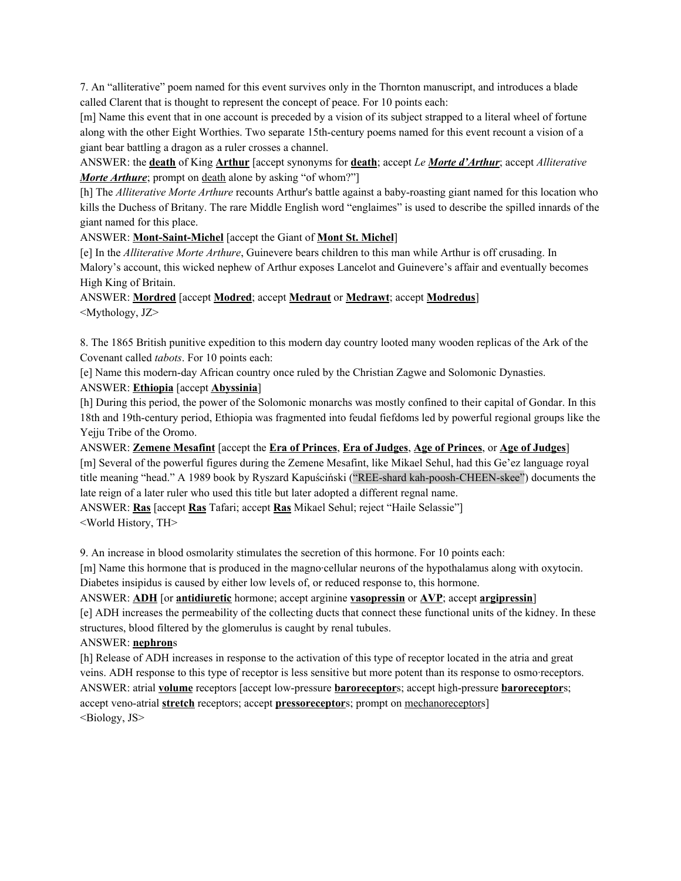7. An "alliterative" poem named for this event survives only in the Thornton manuscript, and introduces a blade called Clarent that is thought to represent the concept of peace. For 10 points each:

[m] Name this event that in one account is preceded by a vision of its subject strapped to a literal wheel of fortune along with the other Eight Worthies. Two separate 15th-century poems named for this event recount a vision of a giant bear battling a dragon as a ruler crosses a channel.

ANSWER: the **death** of King **Arthur** [accept synonyms for **death**; accept *Le **Morte d'Arthur***; accept *Alliterative **Morte Arthure***; prompt on death alone by asking "of whom?"]

[h] The *Alliterative Morte Arthure* recounts Arthur's battle against a baby-roasting giant named for this location who kills the Duchess of Britany. The rare Middle English word "englaimes" is used to describe the spilled innards of the giant named for this place.

ANSWER: **Mont-Saint-Michel** [accept the Giant of **Mont St. Michel**]

[e] In the *Alliterative Morte Arthure*, Guinevere bears children to this man while Arthur is off crusading. In Malory's account, this wicked nephew of Arthur exposes Lancelot and Guinevere's affair and eventually becomes High King of Britain.

ANSWER: **Mordred** [accept **Modred**; accept **Medraut** or **Medrawt**; accept **Modredus**]

<Mythology, JZ>

8. The 1865 British punitive expedition to this modern day country looted many wooden replicas of the Ark of the Covenant called *tabots*. For 10 points each:

[e] Name this modern-day African country once ruled by the Christian Zagwe and Solomonic Dynasties.

ANSWER: **Ethiopia** [accept **Abyssinia**]

[h] During this period, the power of the Solomonic monarchs was mostly confined to their capital of Gondar. In this 18th and 19th-century period, Ethiopia was fragmented into feudal fiefdoms led by powerful regional groups like the Yejju Tribe of the Oromo.

ANSWER: **Zemene Mesafint** [accept the **Era of Princes**, **Era of Judges**, **Age of Princes**, or **Age of Judges**]

[m] Several of the powerful figures during the Zemene Mesafint, like Mikael Sehul, had this Ge'ez language royal title meaning "head." A 1989 book by Ryszard Kapuściński ("REE-shard kah-poosh-CHEEN-skee") documents the late reign of a later ruler who used this title but later adopted a different regnal name.

ANSWER: **Ras** [accept **Ras** Tafari; accept **Ras** Mikael Sehul; reject "Haile Selassie"]

<World History, TH>

9. An increase in blood osmolarity stimulates the secretion of this hormone. For 10 points each:

[m] Name this hormone that is produced in the magno·cellular neurons of the hypothalamus along with oxytocin. Diabetes insipidus is caused by either low levels of, or reduced response to, this hormone.

ANSWER: **ADH** [or **antidiuretic** hormone; accept arginine **vasopressin** or **AVP**; accept **argipressin**]

[e] ADH increases the permeability of the collecting ducts that connect these functional units of the kidney. In these structures, blood filtered by the glomerulus is caught by renal tubules.

ANSWER: **nephron**s

[h] Release of ADH increases in response to the activation of this type of receptor located in the atria and great veins. ADH response to this type of receptor is less sensitive but more potent than its response to osmo·receptors.

ANSWER: atrial **volume** receptors [accept low-pressure **baroreceptor**s; accept high-pressure **baroreceptor**s; accept veno-atrial **stretch** receptors; accept **pressoreceptor**s; prompt on mechanoreceptors]

<Biology, JS>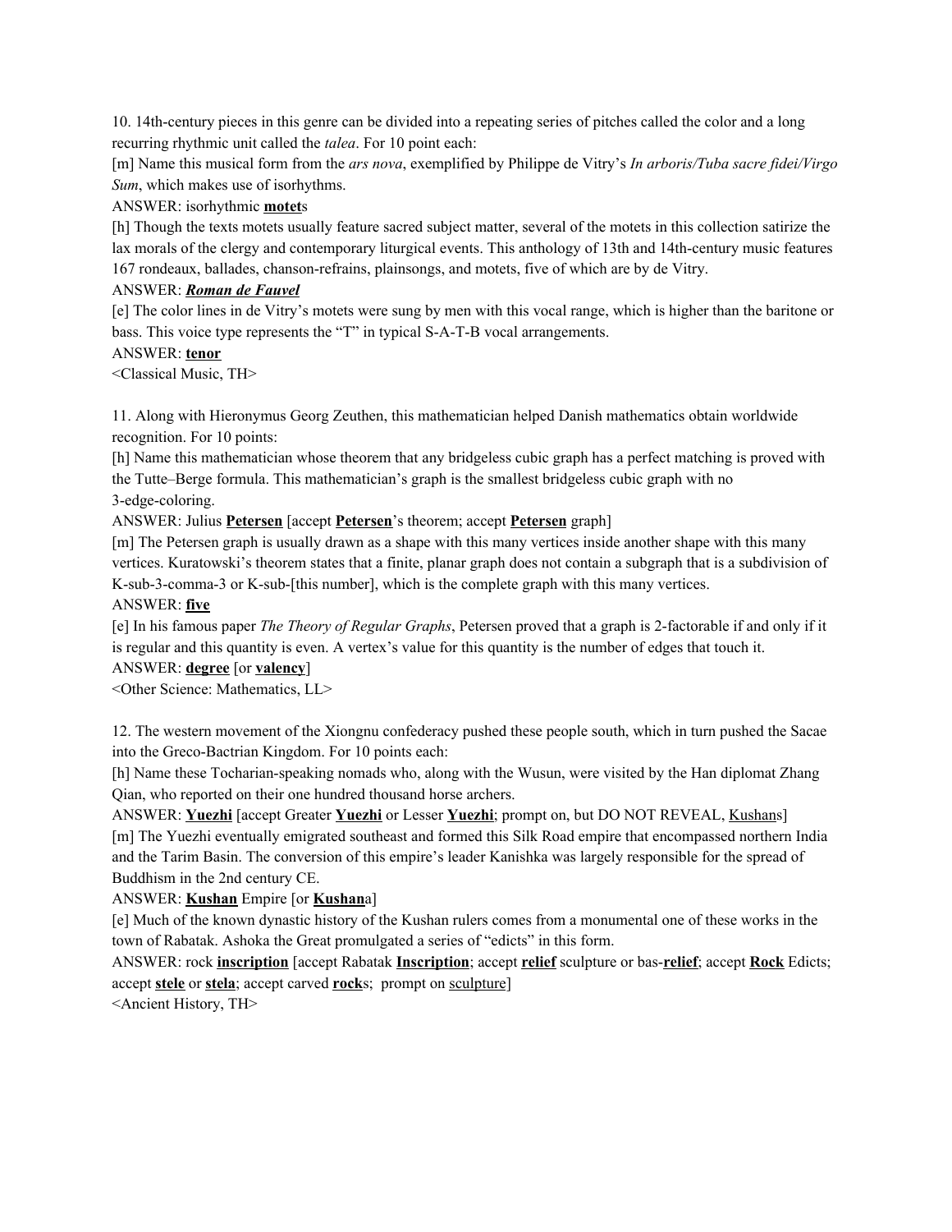10. 14th-century pieces in this genre can be divided into a repeating series of pitches called the color and a long recurring rhythmic unit called the *talea*. For 10 point each:

[m] Name this musical form from the *ars nova*, exemplified by Philippe de Vitry's *In arboris/Tuba sacre fidei/Virgo Sum*, which makes use of isorhythms.

ANSWER: isorhythmic **<u>motet</u>**s

[h] Though the texts motets usually feature sacred subject matter, several of the motets in this collection satirize the lax morals of the clergy and contemporary liturgical events. This anthology of 13th and 14th-century music features 167 rondeaux, ballades, chanson-refrains, plainsongs, and motets, five of which are by de Vitry.

ANSWER: ***<u>Roman de Fauvel</u>***

[e] The color lines in de Vitry's motets were sung by men with this vocal range, which is higher than the baritone or bass. This voice type represents the "T" in typical S-A-T-B vocal arrangements.

ANSWER: **<u>tenor</u>**

<Classical Music, TH>

11. Along with Hieronymus Georg Zeuthen, this mathematician helped Danish mathematics obtain worldwide recognition. For 10 points:

[h] Name this mathematician whose theorem that any bridgeless cubic graph has a perfect matching is proved with the Tutte–Berge formula. This mathematician's graph is the smallest bridgeless cubic graph with no 3-edge-coloring.

ANSWER: Julius **<u>Petersen</u>** [accept **<u>Petersen</u>**'s theorem; accept **<u>Petersen</u>** graph]

[m] The Petersen graph is usually drawn as a shape with this many vertices inside another shape with this many vertices. Kuratowski's theorem states that a finite, planar graph does not contain a subgraph that is a subdivision of K-sub-3-comma-3 or K-sub-[this number], which is the complete graph with this many vertices.

ANSWER: **<u>five</u>**

[e] In his famous paper *The Theory of Regular Graphs*, Petersen proved that a graph is 2-factorable if and only if it is regular and this quantity is even. A vertex's value for this quantity is the number of edges that touch it.

ANSWER: **<u>degree</u>** [or **<u>valency</u>**]

<Other Science: Mathematics, LL>

12. The western movement of the Xiongnu confederacy pushed these people south, which in turn pushed the Sacae into the Greco-Bactrian Kingdom. For 10 points each:

[h] Name these Tocharian-speaking nomads who, along with the Wusun, were visited by the Han diplomat Zhang Qian, who reported on their one hundred thousand horse archers.

ANSWER: **<u>Yuezhi</u>** [accept Greater **<u>Yuezhi</u>** or Lesser **<u>Yuezhi</u>**; prompt on, but DO NOT REVEAL, <u>Kushan</u>s]

[m] The Yuezhi eventually emigrated southeast and formed this Silk Road empire that encompassed northern India and the Tarim Basin. The conversion of this empire's leader Kanishka was largely responsible for the spread of Buddhism in the 2nd century CE.

ANSWER: **<u>Kushan</u>** Empire [or **<u>Kushan</u>**a]

[e] Much of the known dynastic history of the Kushan rulers comes from a monumental one of these works in the town of Rabatak. Ashoka the Great promulgated a series of "edicts" in this form.

ANSWER: rock **<u>inscription</u>** [accept Rabatak **<u>Inscription</u>**; accept **<u>relief</u>** sculpture or bas-**<u>relief</u>**; accept **<u>Rock</u>** Edicts; accept **<u>stele</u>** or **<u>stela</u>**; accept carved **<u>rock</u>**s; prompt on <u>sculpture</u>]

<Ancient History, TH>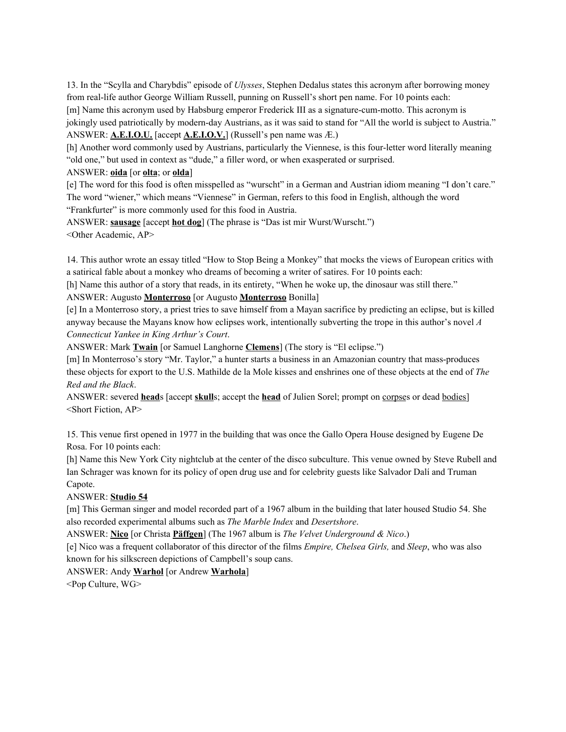13. In the "Scylla and Charybdis" episode of *Ulysses*, Stephen Dedalus states this acronym after borrowing money from real-life author George William Russell, punning on Russell's short pen name. For 10 points each:

[m] Name this acronym used by Habsburg emperor Frederick III as a signature-cum-motto. This acronym is jokingly used patriotically by modern-day Austrians, as it was said to stand for "All the world is subject to Austria."

ANSWER: **A.E.I.O.U.** [accept **A.E.I.O.V.**] (Russell's pen name was Æ.)

[h] Another word commonly used by Austrians, particularly the Viennese, is this four-letter word literally meaning "old one," but used in context as "dude," a filler word, or when exasperated or surprised.

ANSWER: **oida** [or **olta**; or **olda**]

[e] The word for this food is often misspelled as "wurscht" in a German and Austrian idiom meaning "I don't care." The word "wiener," which means "Viennese" in German, refers to this food in English, although the word "Frankfurter" is more commonly used for this food in Austria.

ANSWER: **sausage** [accept **hot dog**] (The phrase is "Das ist mir Wurst/Wurscht.")

<Other Academic, AP>

14. This author wrote an essay titled "How to Stop Being a Monkey" that mocks the views of European critics with a satirical fable about a monkey who dreams of becoming a writer of satires. For 10 points each:

[h] Name this author of a story that reads, in its entirety, "When he woke up, the dinosaur was still there."

ANSWER: Augusto **Monterroso** [or Augusto **Monterroso** Bonilla]

[e] In a Monterroso story, a priest tries to save himself from a Mayan sacrifice by predicting an eclipse, but is killed anyway because the Mayans know how eclipses work, intentionally subverting the trope in this author's novel *A Connecticut Yankee in King Arthur's Court*.

ANSWER: Mark **Twain** [or Samuel Langhorne **Clemens**] (The story is "El eclipse.")

[m] In Monterroso's story "Mr. Taylor," a hunter starts a business in an Amazonian country that mass-produces these objects for export to the U.S. Mathilde de la Mole kisses and enshrines one of these objects at the end of *The Red and the Black*.

ANSWER: severed **head**s [accept **skull**s; accept the **head** of Julien Sorel; prompt on corpses or dead bodies]

<Short Fiction, AP>

15. This venue first opened in 1977 in the building that was once the Gallo Opera House designed by Eugene De Rosa. For 10 points each:

[h] Name this New York City nightclub at the center of the disco subculture. This venue owned by Steve Rubell and Ian Schrager was known for its policy of open drug use and for celebrity guests like Salvador Dalí and Truman Capote.

ANSWER: **Studio 54**

[m] This German singer and model recorded part of a 1967 album in the building that later housed Studio 54. She also recorded experimental albums such as *The Marble Index* and *Desertshore*.

ANSWER: **Nico** [or Christa **Päffgen**] (The 1967 album is *The Velvet Underground & Nico*.)

[e] Nico was a frequent collaborator of this director of the films *Empire, Chelsea Girls,* and *Sleep*, who was also known for his silkscreen depictions of Campbell's soup cans.

ANSWER: Andy **Warhol** [or Andrew **Warhola**]

<Pop Culture, WG>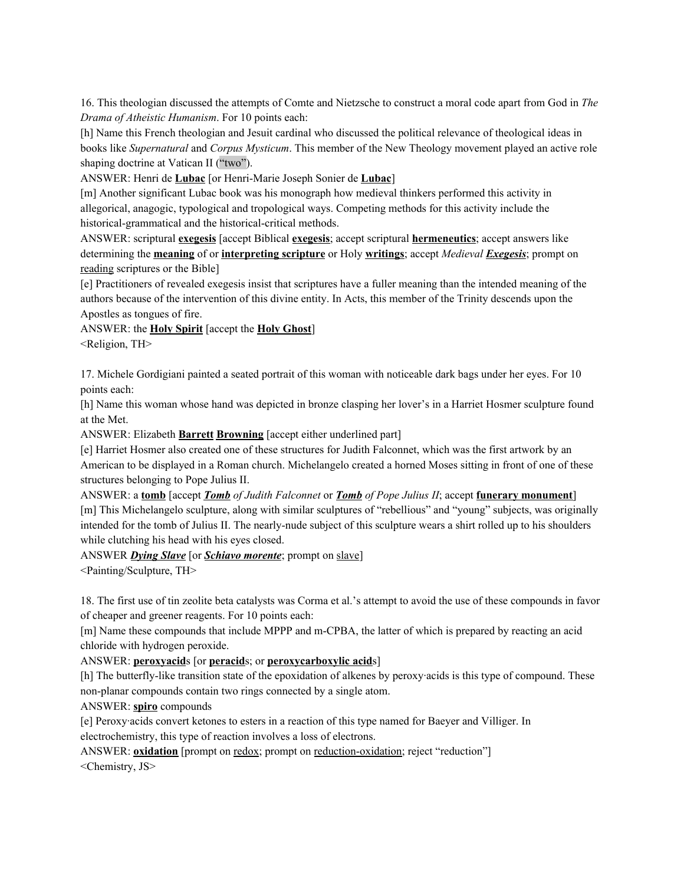16. This theologian discussed the attempts of Comte and Nietzsche to construct a moral code apart from God in *The Drama of Atheistic Humanism*. For 10 points each:

[h] Name this French theologian and Jesuit cardinal who discussed the political relevance of theological ideas in books like *Supernatural* and *Corpus Mysticum*. This member of the New Theology movement played an active role shaping doctrine at Vatican II ("two").

ANSWER: Henri de **Lubac** [or Henri-Marie Joseph Sonier de **Lubac**]

[m] Another significant Lubac book was his monograph how medieval thinkers performed this activity in allegorical, anagogic, typological and tropological ways. Competing methods for this activity include the historical-grammatical and the historical-critical methods.

ANSWER: scriptural **exegesis** [accept Biblical **exegesis**; accept scriptural **hermeneutics**; accept answers like determining the **meaning** of or **interpreting scripture** or Holy **writings**; accept *Medieval **Exegesis***; prompt on reading scriptures or the Bible]

[e] Practitioners of revealed exegesis insist that scriptures have a fuller meaning than the intended meaning of the authors because of the intervention of this divine entity. In Acts, this member of the Trinity descends upon the Apostles as tongues of fire.

ANSWER: the **Holy Spirit** [accept the **Holy Ghost**]

<Religion, TH>

17. Michele Gordigiani painted a seated portrait of this woman with noticeable dark bags under her eyes. For 10 points each:

[h] Name this woman whose hand was depicted in bronze clasping her lover's in a Harriet Hosmer sculpture found at the Met.

ANSWER: Elizabeth **Barrett Browning** [accept either underlined part]

[e] Harriet Hosmer also created one of these structures for Judith Falconnet, which was the first artwork by an American to be displayed in a Roman church. Michelangelo created a horned Moses sitting in front of one of these structures belonging to Pope Julius II.

ANSWER: a **tomb** [accept ***Tomb*** *of Judith Falconnet* or ***Tomb*** *of Pope Julius II*; accept **funerary monument**]

[m] This Michelangelo sculpture, along with similar sculptures of "rebellious" and "young" subjects, was originally intended for the tomb of Julius II. The nearly-nude subject of this sculpture wears a shirt rolled up to his shoulders while clutching his head with his eyes closed.

ANSWER ***Dying Slave*** [or ***Schiavo morente***; prompt on slave]

<Painting/Sculpture, TH>

18. The first use of tin zeolite beta catalysts was Corma et al.'s attempt to avoid the use of these compounds in favor of cheaper and greener reagents. For 10 points each:

[m] Name these compounds that include MPPP and m-CPBA, the latter of which is prepared by reacting an acid chloride with hydrogen peroxide.

ANSWER: **peroxyacid**s [or **peracid**s; or **peroxycarboxylic acid**s]

[h] The butterfly-like transition state of the epoxidation of alkenes by peroxy·acids is this type of compound. These non-planar compounds contain two rings connected by a single atom.

ANSWER: **spiro** compounds

[e] Peroxy·acids convert ketones to esters in a reaction of this type named for Baeyer and Villiger. In electrochemistry, this type of reaction involves a loss of electrons.

ANSWER: **oxidation** [prompt on redox; prompt on reduction-oxidation; reject "reduction"]

<Chemistry, JS>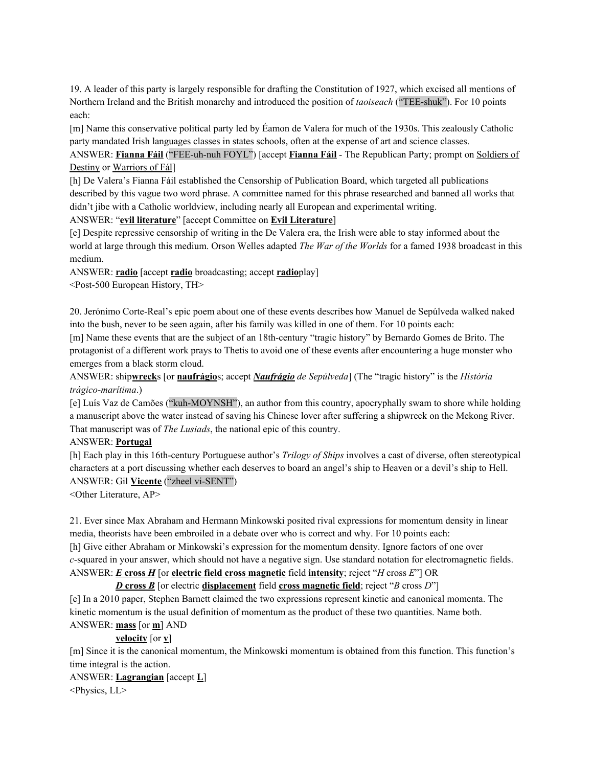19. A leader of this party is largely responsible for drafting the Constitution of 1927, which excised all mentions of Northern Ireland and the British monarchy and introduced the position of *taoiseach* ("TEE-shuk"). For 10 points each:

[m] Name this conservative political party led by Éamon de Valera for much of the 1930s. This zealously Catholic party mandated Irish languages classes in states schools, often at the expense of art and science classes.

ANSWER: **<u>Fianna Fáil</u>** ("FEE-uh-nuh FOYL") [accept **<u>Fianna Fáil</u>** - The Republican Party; prompt on <u>Soldiers of Destiny</u> or <u>Warriors of Fál</u>]

[h] De Valera's Fianna Fáil established the Censorship of Publication Board, which targeted all publications described by this vague two word phrase. A committee named for this phrase researched and banned all works that didn't jibe with a Catholic worldview, including nearly all European and experimental writing.

ANSWER: "**<u>evil literature</u>**" [accept Committee on **<u>Evil Literature</u>**]

[e] Despite repressive censorship of writing in the De Valera era, the Irish were able to stay informed about the world at large through this medium. Orson Welles adapted *The War of the Worlds* for a famed 1938 broadcast in this medium.

ANSWER: **<u>radio</u>** [accept **<u>radio</u>** broadcasting; accept **<u>radio</u>**play]

<Post-500 European History, TH>

20. Jerónimo Corte-Real's epic poem about one of these events describes how Manuel de Sepúlveda walked naked into the bush, never to be seen again, after his family was killed in one of them. For 10 points each:

[m] Name these events that are the subject of an 18th-century "tragic history" by Bernardo Gomes de Brito. The protagonist of a different work prays to Thetis to avoid one of these events after encountering a huge monster who emerges from a black storm cloud.

ANSWER: ship**<u>wreck</u>**s [or **<u>naufrágio</u>**s; accept ***<u>Naufrágio</u>*** *de Sepúlveda*] (The "tragic history" is the *História trágico-marítima*.)

[e] Luís Vaz de Camões ("kuh-MOYNSH"), an author from this country, apocryphally swam to shore while holding a manuscript above the water instead of saving his Chinese lover after suffering a shipwreck on the Mekong River. That manuscript was of *The Lusiads*, the national epic of this country.

ANSWER: **<u>Portugal</u>**

[h] Each play in this 16th-century Portuguese author's *Trilogy of Ships* involves a cast of diverse, often stereotypical characters at a port discussing whether each deserves to board an angel's ship to Heaven or a devil's ship to Hell.

ANSWER: Gil **<u>Vicente</u>** ("zheel vi-SENT")

<Other Literature, AP>

21. Ever since Max Abraham and Hermann Minkowski posited rival expressions for momentum density in linear media, theorists have been embroiled in a debate over who is correct and why. For 10 points each:

[h] Give either Abraham or Minkowski's expression for the momentum density. Ignore factors of one over *c*-squared in your answer, which should not have a negative sign. Use standard notation for electromagnetic fields.

ANSWER: ***<u>E</u>* <u>cross</u> *<u>H</u>*** [or **<u>electric field cross magnetic</u>** field **<u>intensity</u>**; reject "*H* cross *E*"] OR

***<u>D</u>* <u>cross</u> *<u>B</u>*** [or electric **<u>displacement</u>** field **<u>cross magnetic field</u>**; reject "*B* cross *D*"]

[e] In a 2010 paper, Stephen Barnett claimed the two expressions represent kinetic and canonical momenta. The kinetic momentum is the usual definition of momentum as the product of these two quantities. Name both.

ANSWER: **<u>mass</u>** [or **<u>m</u>**] AND

**<u>velocity</u>** [or **<u>v</u>**]

[m] Since it is the canonical momentum, the Minkowski momentum is obtained from this function. This function's time integral is the action.

ANSWER: **<u>Lagrangian</u>** [accept **<u>L</u>**]

<Physics, LL>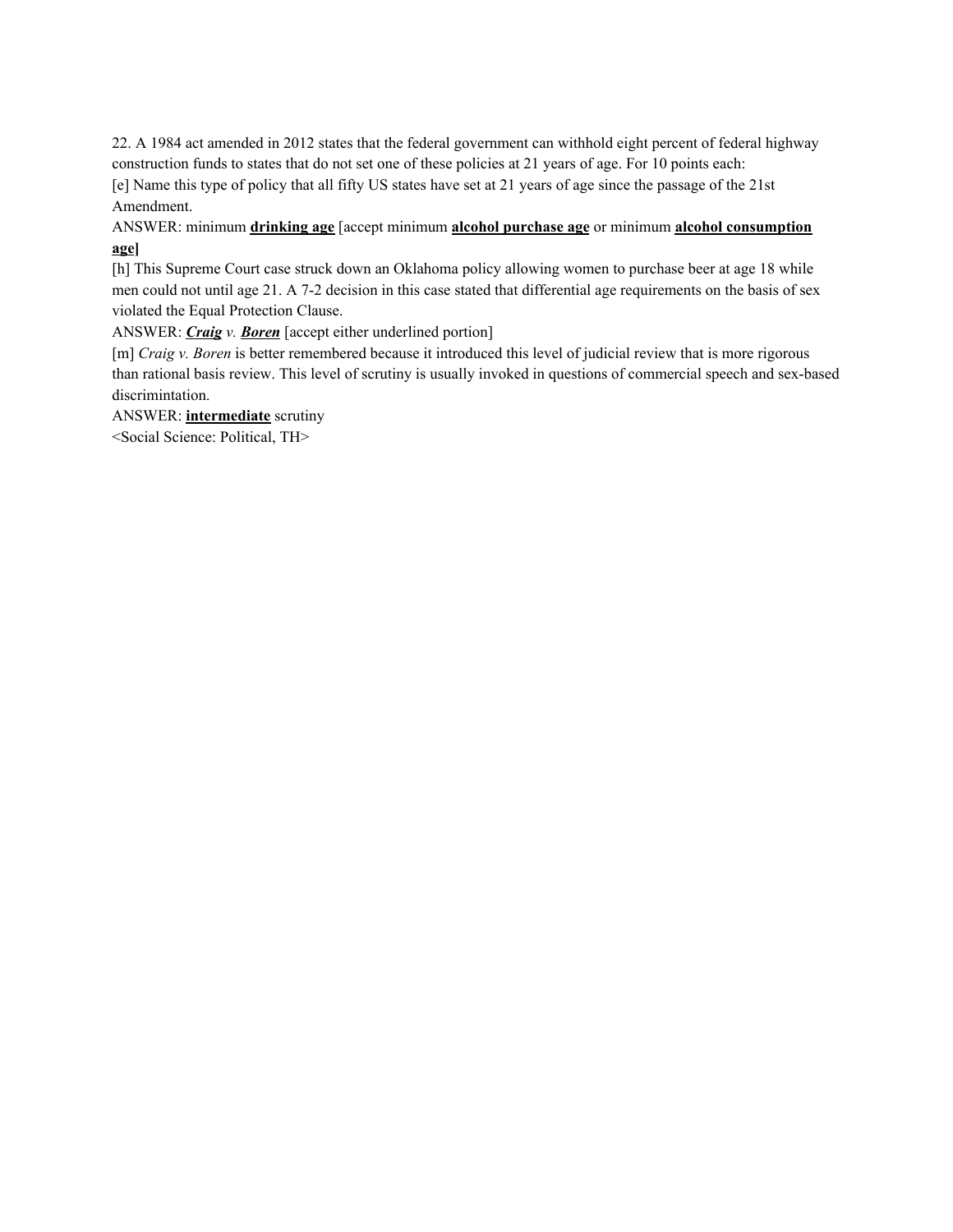22. A 1984 act amended in 2012 states that the federal government can withhold eight percent of federal highway construction funds to states that do not set one of these policies at 21 years of age. For 10 points each:

[e] Name this type of policy that all fifty US states have set at 21 years of age since the passage of the 21st Amendment.

ANSWER: minimum **drinking age** [accept minimum **alcohol purchase age** or minimum **alcohol consumption age**]

[h] This Supreme Court case struck down an Oklahoma policy allowing women to purchase beer at age 18 while men could not until age 21. A 7-2 decision in this case stated that differential age requirements on the basis of sex violated the Equal Protection Clause.

ANSWER: ***Craig*** *v.* ***Boren*** [accept either underlined portion]

[m] *Craig v. Boren* is better remembered because it introduced this level of judicial review that is more rigorous than rational basis review. This level of scrutiny is usually invoked in questions of commercial speech and sex-based discrimintation.

ANSWER: **intermediate** scrutiny

<Social Science: Political, TH>